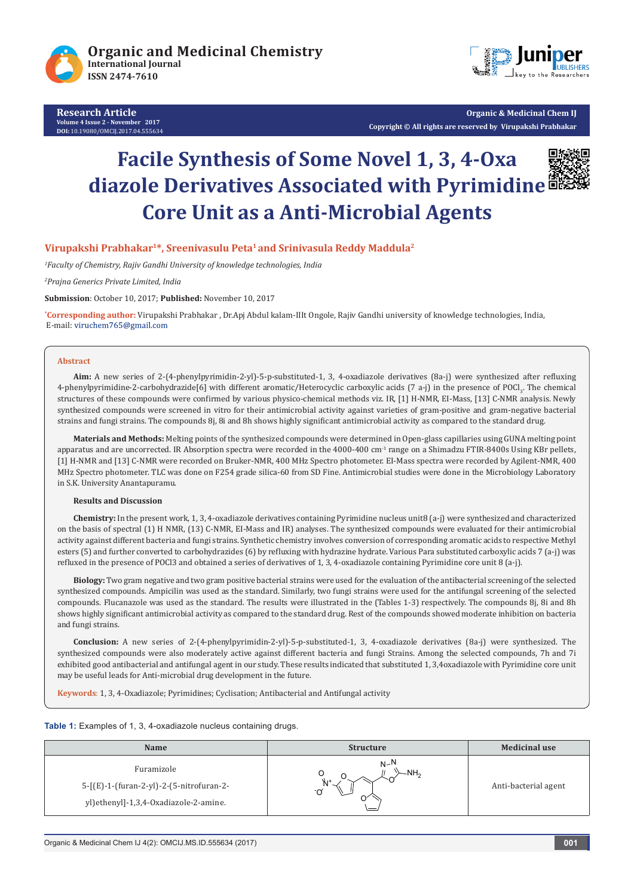Research Article

# Facile Synthesis of Some Novel 1, 3, 4-Oxa diazole Derivatives Associated with Pyrimidine Core Unit as a Anti-Microbial Agents

**Virupakshi Prabhakar[1]*, Sreenivasulu Peta[1] and Srinivasula Reddy Maddula[2]**

*[1]Faculty of Chemistry, Rajiv Gandhi University of knowledge technologies, India*

*[2]Prajna Generics Private Limited, India*

**Submission**: October 10, 2017; **Published:** November 10, 2017

*Corresponding author: Virupakshi Prabhakar , Dr.Apj Abdul kalam-IIIt Ongole, Rajiv Gandhi university of knowledge technologies, India, E-mail: viruchem765@gmail.com

## Abstract

**Aim:** A new series of 2-(4-phenylpyrimidin-2-yl)-5-p-substituted-1, 3, 4-oxadiazole derivatives (8a-j) were synthesized after refluxing 4-phenylpyrimidine-2-carbohydrazide[6] with different aromatic/Heterocyclic carboxylic acids (7 a-j) in the presence of $POCl_3$. The chemical structures of these compounds were confirmed by various physico-chemical methods viz. IR, [1] H-NMR, EI-Mass, [13] C-NMR analysis. Newly synthesized compounds were screened in vitro for their antimicrobial activity against varieties of gram-positive and gram-negative bacterial strains and fungi strains. The compounds 8j, 8i and 8h shows highly significant antimicrobial activity as compared to the standard drug.

**Materials and Methods:** Melting points of the synthesized compounds were determined in Open-glass capillaries using GUNA melting point apparatus and are uncorrected. IR Absorption spectra were recorded in the 4000-400 $cm^{-1}$ range on a Shimadzu FTIR-8400s Using KBr pellets, [1] H-NMR and [13] C-NMR were recorded on Bruker-NMR, 400 MHz Spectro photometer. EI-Mass spectra were recorded by Agilent-NMR, 400 MHz Spectro photometer. TLC was done on F254 grade silica-60 from SD Fine. Antimicrobial studies were done in the Microbiology Laboratory in S.K. University Anantapuramu.

**Results and Discussion**

**Chemistry:** In the present work, 1, 3, 4-oxadiazole derivatives containing Pyrimidine nucleus unit8 (a-j) were synthesized and characterized on the basis of spectral (1) H NMR, (13) C-NMR, EI-Mass and IR) analyses. The synthesized compounds were evaluated for their antimicrobial activity against different bacteria and fungi strains. Synthetic chemistry involves conversion of corresponding aromatic acids to respective Methyl esters (5) and further converted to carbohydrazides (6) by refluxing with hydrazine hydrate. Various Para substituted carboxylic acids 7 (a-j) was refluxed in the presence of POCl3 and obtained a series of derivatives of 1, 3, 4-oxadiazole containing Pyrimidine core unit 8 (a-j).

**Biology:** Two gram negative and two gram positive bacterial strains were used for the evaluation of the antibacterial screening of the selected synthesized compounds. Ampicilin was used as the standard. Similarly, two fungi strains were used for the antifungal screening of the selected compounds. Flucanazole was used as the standard. The results were illustrated in the (Tables 1-3) respectively. The compounds 8j, 8i and 8h shows highly significant antimicrobial activity as compared to the standard drug. Rest of the compounds showed moderate inhibition on bacteria and fungi strains.

**Conclusion:** A new series of 2-(4-phenylpyrimidin-2-yl)-5-p-substituted-1, 3, 4-oxadiazole derivatives (8a-j) were synthesized. The synthesized compounds were also moderately active against different bacteria and fungi Strains. Among the selected compounds, 7h and 7i exhibited good antibacterial and antifungal agent in our study. These results indicated that substituted 1, 3,4oxadiazole with Pyrimidine core unit may be useful leads for Anti-microbial drug development in the future.

**Keywords**: 1, 3, 4-Oxadiazole; Pyrimidines; Cyclisation; Antibacterial and Antifungal activity

**Table 1:** Examples of 1, 3, 4-oxadiazole nucleus containing drugs.

| Name | Structure | Medicinal use |
|---|---|---|
| Furamizole 5-[(E)-1-(furan-2-yl)-2-(5-nitrofuran-2-yl)ethenyl]-1,3,4-Oxadiazole-2-amine. | | Anti-bacterial agent |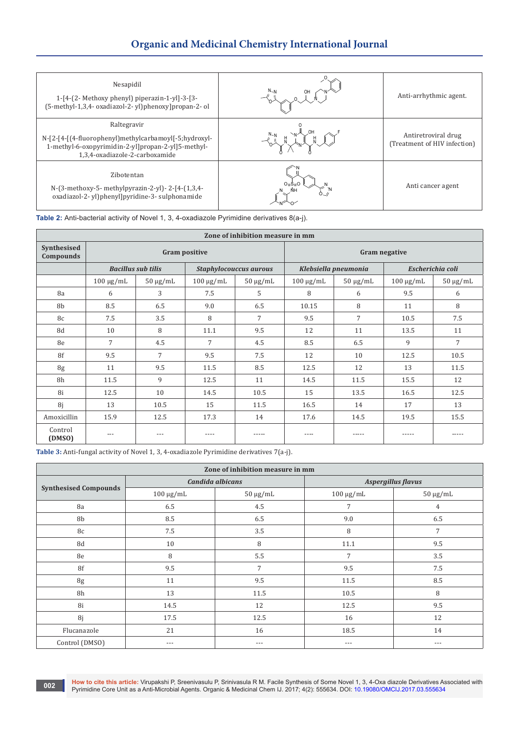| Nesapidil<br>1-[4-(2- Methoxy phenyl) piperazin-1-yl]-3-[3-(5-methyl-1,3,4- oxadiazol-2- yl)phenoxy]propan-2- ol | | Anti-arrhythmic agent. |
|---|---|---|
| Raltegravir<br>N-[2-[4-[(4-fluorophenyl)methylcarbamoyl[-5;hydroxyl-1-methyl-6-oxopyrimidin-2-yl]propan-2-yl]5-methyl-1,3,4-oxadiazole-2-carboxamide | | Antiretroviral drug (Treatment of HIV infection) |
| Zibotentan<br>N-(3-methoxy-5- methylpyrazin-2-yl)- 2-[4-(1,3,4-oxadiazol-2- yl)phenyl]pyridine-3- sulphonamide | | Anti cancer agent |

**Table 2:** Anti-bacterial activity of Novel 1, 3, 4-oxadiazole Pyrimidine derivatives 8(a-j).

| Zone of inhibition measure in mm | | | | | | | | |
|---|---|---|---|---|---|---|---|---|
| **Synthesised Compounds** | **Gram positive** | | | | **Gram negative** | | | |
| | ***Bacillus sub tilis*** | | ***Staphylocouccus aurous*** | | ***Klebsiella pneumonia*** | | ***Escherichia coli*** | |
| | 100 µg/mL | 50 µg/mL | 100 µg/mL | 50 µg/mL | 100 µg/mL | 50 µg/mL | 100 µg/mL | 50 µg/mL |
| 8a | 6 | 3 | 7.5 | 5 | 8 | 6 | 9.5 | 6 |
| 8b | 8.5 | 6.5 | 9.0 | 6.5 | 10.15 | 8 | 11 | 8 |
| 8c | 7.5 | 3.5 | 8 | 7 | 9.5 | 7 | 10.5 | 7.5 |
| 8d | 10 | 8 | 11.1 | 9.5 | 12 | 11 | 13.5 | 11 |
| 8e | 7 | 4.5 | 7 | 4.5 | 8.5 | 6.5 | 9 | 7 |
| 8f | 9.5 | 7 | 9.5 | 7.5 | 12 | 10 | 12.5 | 10.5 |
| 8g | 11 | 9.5 | 11.5 | 8.5 | 12.5 | 12 | 13 | 11.5 |
| 8h | 11.5 | 9 | 12.5 | 11 | 14.5 | 11.5 | 15.5 | 12 |
| 8i | 12.5 | 10 | 14.5 | 10.5 | 15 | 13.5 | 16.5 | 12.5 |
| 8j | 13 | 10.5 | 15 | 11.5 | 16.5 | 14 | 17 | 13 |
| Amoxicillin | 15.9 | 12.5 | 17.3 | 14 | 17.6 | 14.5 | 19.5 | 15.5 |
| Control **(DMSO)** | --- | --- | ---- | ----- | ---- | ----- | ----- | ----- |

**Table 3:** Anti-fungal activity of Novel 1, 3, 4-oxadiazole Pyrimidine derivatives 7(a-j).

| Zone of inhibition measure in mm | | | | |
|---|---|---|---|---|
| **Synthesised Compounds** | ***Candida albicans*** | | ***Aspergillus flavus*** | |
| | 100 µg/mL | 50 µg/mL | 100 µg/mL | 50 µg/mL |
| 8a | 6.5 | 4.5 | 7 | 4 |
| 8b | 8.5 | 6.5 | 9.0 | 6.5 |
| 8c | 7.5 | 3.5 | 8 | 7 |
| 8d | 10 | 8 | 11.1 | 9.5 |
| 8e | 8 | 5.5 | 7 | 3.5 |
| 8f | 9.5 | 7 | 9.5 | 7.5 |
| 8g | 11 | 9.5 | 11.5 | 8.5 |
| 8h | 13 | 11.5 | 10.5 | 8 |
| 8i | 14.5 | 12 | 12.5 | 9.5 |
| 8j | 17.5 | 12.5 | 16 | 12 |
| Flucanazole | 21 | 16 | 18.5 | 14 |
| Control (DMSO) | --- | --- | --- | --- |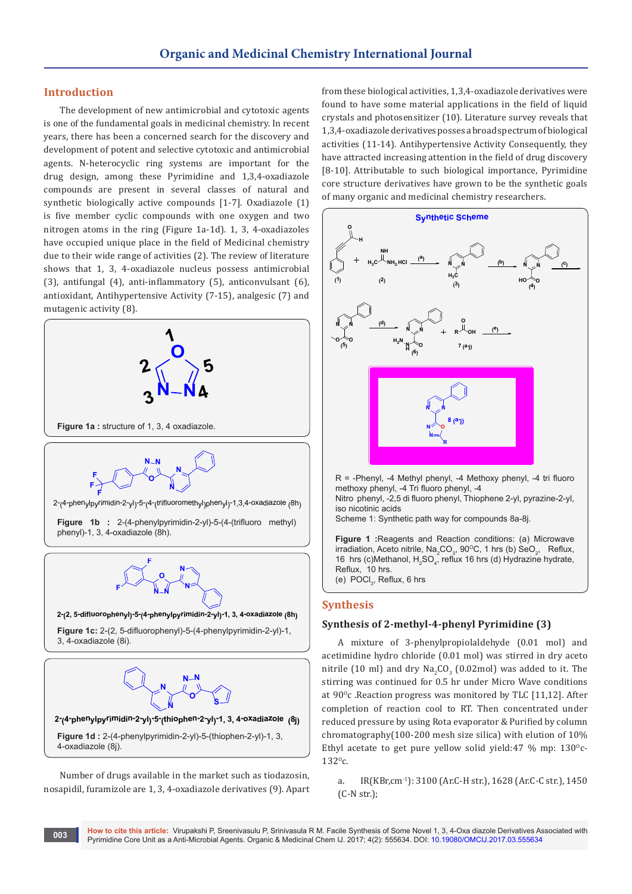## Introduction

The development of new antimicrobial and cytotoxic agents is one of the fundamental goals in medicinal chemistry. In recent years, there has been a concerned search for the discovery and development of potent and selective cytotoxic and antimicrobial agents. N-heterocyclic ring systems are important for the drug design, among these Pyrimidine and 1,3,4-oxadiazole compounds are present in several classes of natural and synthetic biologically active compounds [1-7]. Oxadiazole (1) is five member cyclic compounds with one oxygen and two nitrogen atoms in the ring (Figure 1a-1d). 1, 3, 4-oxadiazoles have occupied unique place in the field of Medicinal chemistry due to their wide range of activities (2). The review of literature shows that 1, 3, 4-oxadiazole nucleus possess antimicrobial (3), antifungal (4), anti-inflammatory (5), anticonvulsant (6), antioxidant, Antihypertensive Activity (7-15), analgesic (7) and mutagenic activity (8).

**Figure 1a :** structure of 1, 3, 4 oxadiazole.

2-(4-phenylpyrimidin-2-yl)-5-(4-(trifluoromethyl)phenyl)-1,3,4-oxadiazole (8h)

**Figure 1b :** 2-(4-phenylpyrimidin-2-yl)-5-(4-(trifluoro methyl) phenyl)-1, 3, 4-oxadiazole (8h).

2-(2, 5-difluorophenyl)-5-(4-phenylpyrimidin-2-yl)-1, 3, 4-oxadiazole (8h)

**Figure 1c:** 2-(2, 5-difluorophenyl)-5-(4-phenylpyrimidin-2-yl)-1, 3, 4-oxadiazole (8i).

2-(4-phenylpyrimidin-2-yl)-5-(thiophen-2-yl)-1, 3, 4-oxadiazole (8j)

**Figure 1d :** 2-(4-phenylpyrimidin-2-yl)-5-(thiophen-2-yl)-1, 3, 4-oxadiazole (8j).

Number of drugs available in the market such as tiodazosin, nosapidil, furamizole are 1, 3, 4-oxadiazole derivatives (9). Apart from these biological activities, 1,3,4-oxadiazole derivatives were found to have some material applications in the field of liquid crystals and photosensitizer (10). Literature survey reveals that 1,3,4-oxadiazole derivatives posses a broad spectrum of biological activities (11-14). Antihypertensive Activity Consequently, they have attracted increasing attention in the field of drug discovery [8-10]. Attributable to such biological importance, Pyrimidine core structure derivatives have grown to be the synthetic goals of many organic and medicinal chemistry researchers.

**Synthetic Scheme**

R = -Phenyl, -4 Methyl phenyl, -4 Methoxy phenyl, -4 tri fluoro methoxy phenyl, -4 Tri fluoro phenyl, -4 Nitro phenyl, -2,5 di fluoro phenyl, Thiophene 2-yl, pyrazine-2-yl, iso nicotinic acids

Scheme 1: Synthetic path way for compounds 8a-8j.

**Figure 1 :** Reagents and Reaction conditions: (a) Microwave irradiation, Aceto nitrile, $Na_2CO_3$, 90°C, 1 hrs (b) $SeO_2$, Reflux, 16 hrs (c) Methanol, $H_2SO_4$, reflux 16 hrs (d) Hydrazine hydrate, Reflux, 10 hrs.
(e) $POCl_3$, Reflux, 6 hrs

## Synthesis

### Synthesis of 2-methyl-4-phenyl Pyrimidine (3)

A mixture of 3-phenylpropiolaldehyde (0.01 mol) and acetimidine hydro chloride (0.01 mol) was stirred in dry aceto nitrile (10 ml) and dry $Na_2CO_3$ (0.02mol) was added to it. The stirring was continued for 0.5 hr under Micro Wave conditions at 90°c .Reaction progress was monitored by TLC [11,12]. After completion of reaction cool to RT. Then concentrated under reduced pressure by using Rota evaporator & Purified by column chromatography(100-200 mesh size silica) with elution of 10% Ethyl acetate to get pure yellow solid yield:47 % mp: 130°c-132°c.

a. IR(KBr,cm$^{-1}$): 3100 (Ar.C-H str.), 1628 (Ar.C-C str.), 1450 (C-N str.);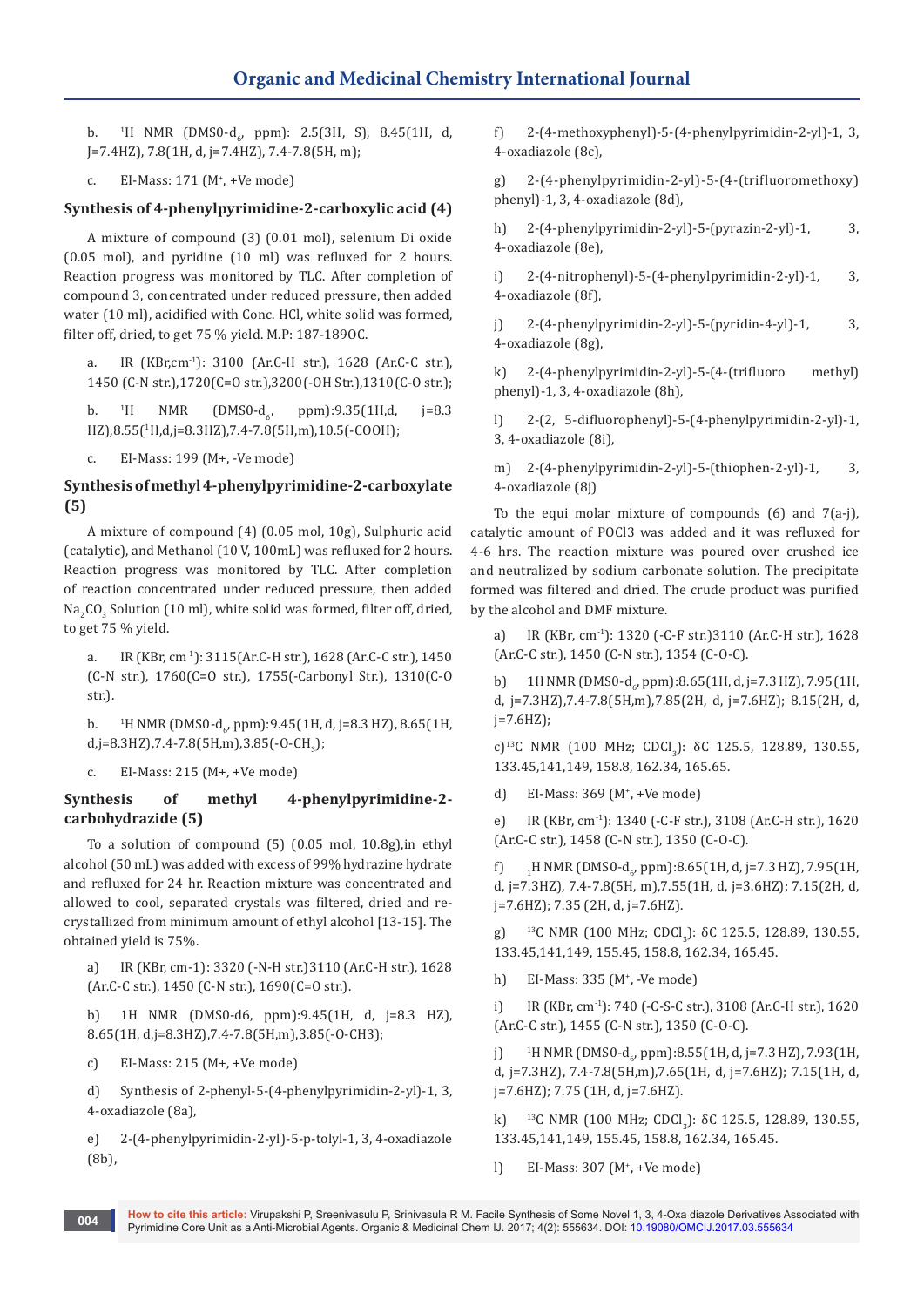b. $^1$H NMR (DMSO-$d_6$, ppm): 2.5(3H, S), 8.45(1H, d, J=7.4HZ), 7.8(1H, d, J=7.4HZ), 7.4-7.8(5H, m);

c. EI-Mass: 171 ($M^+$, +Ve mode)

### Synthesis of 4-phenylpyrimidine-2-carboxylic acid (4)

A mixture of compound (3) (0.01 mol), selenium Di oxide (0.05 mol), and pyridine (10 ml) was refluxed for 2 hours. Reaction progress was monitored by TLC. After completion of compound 3, concentrated under reduced pressure, then added water (10 ml), acidified with Conc. HCl, white solid was formed, filter off, dried, to get 75 % yield. M.P: 187-189OC.

a. IR (KBr,$cm^{-1}$): 3100 (Ar.C-H str.), 1628 (Ar.C-C str.), 1450 (C-N str.),1720(C=O str.),3200(-OH Str.),1310(C-O str.);

b. $^1$H NMR (DMS0-$d_6$, ppm):9.35(1H,d, j=8.3 HZ),8.55($^1$H,d,j=8.3HZ),7.4-7.8(5H,m),10.5(-COOH);

c. EI-Mass: 199 (M+, -Ve mode)

### Synthesis of methyl 4-phenylpyrimidine-2-carboxylate (5)

A mixture of compound (4) (0.05 mol, 10g), Sulphuric acid (catalytic), and Methanol (10 V, 100mL) was refluxed for 2 hours. Reaction progress was monitored by TLC. After completion of reaction concentrated under reduced pressure, then added $Na_2CO_3$ Solution (10 ml), white solid was formed, filter off, dried, to get 75 % yield.

a. IR (KBr, $cm^{-1}$): 3115(Ar.C-H str.), 1628 (Ar.C-C str.), 1450 (C-N str.), 1760(C=O str.), 1755(-Carbonyl Str.), 1310(C-O str.).

b. $^1$H NMR (DMS0-$d_6$, ppm):9.45(1H, d, j=8.3 HZ), 8.65(1H, d,j=8.3HZ),7.4-7.8(5H,m),3.85(-O-$CH_3$);

c. EI-Mass: 215 (M+, +Ve mode)

### Synthesis of methyl 4-phenylpyrimidine-2-carbohydrazide (5)

To a solution of compound (5) (0.05 mol, 10.8g),in ethyl alcohol (50 mL) was added with excess of 99% hydrazine hydrate and refluxed for 24 hr. Reaction mixture was concentrated and allowed to cool, separated crystals was filtered, dried and re-crystallized from minimum amount of ethyl alcohol [13-15]. The obtained yield is 75%.

a) IR (KBr, cm-1): 3320 (-N-H str.)3110 (Ar.C-H str.), 1628 (Ar.C-C str.), 1450 (C-N str.), 1690(C=O str.).

b) 1H NMR (DMSO-d6, ppm):9.45(1H, d, j=8.3 HZ), 8.65(1H, d,j=8.3HZ),7.4-7.8(5H,m),3.85(-O-CH3);

c) EI-Mass: 215 (M+, +Ve mode)

d) Synthesis of 2-phenyl-5-(4-phenylpyrimidin-2-yl)-1, 3, 4-oxadiazole (8a),

e) 2-(4-phenylpyrimidin-2-yl)-5-p-tolyl-1, 3, 4-oxadiazole (8b),

f) 2-(4-methoxyphenyl)-5-(4-phenylpyrimidin-2-yl)-1, 3, 4-oxadiazole (8c),

g) 2-(4-phenylpyrimidin-2-yl)-5-(4-(trifluoromethoxy) phenyl)-1, 3, 4-oxadiazole (8d),

h) 2-(4-phenylpyrimidin-2-yl)-5-(pyrazin-2-yl)-1, 3, 4-oxadiazole (8e),

i) 2-(4-nitrophenyl)-5-(4-phenylpyrimidin-2-yl)-1, 3, 4-oxadiazole (8f),

j) 2-(4-phenylpyrimidin-2-yl)-5-(pyridin-4-yl)-1, 3, 4-oxadiazole (8g),

k) 2-(4-phenylpyrimidin-2-yl)-5-(4-(trifluoro methyl) phenyl)-1, 3, 4-oxadiazole (8h),

l) 2-(2, 5-difluorophenyl)-5-(4-phenylpyrimidin-2-yl)-1, 3, 4-oxadiazole (8i),

m) 2-(4-phenylpyrimidin-2-yl)-5-(thiophen-2-yl)-1, 3, 4-oxadiazole (8j)

To the equi molar mixture of compounds (6) and 7(a-j), catalytic amount of POCl3 was added and it was refluxed for 4-6 hrs. The reaction mixture was poured over crushed ice and neutralized by sodium carbonate solution. The precipitate formed was filtered and dried. The crude product was purified by the alcohol and DMF mixture.

a) IR (KBr, $cm^{-1}$): 1320 (-C-F str.)3110 (Ar.C-H str.), 1628 (Ar.C-C str.), 1450 (C-N str.), 1354 (C-O-C).

b) 1H NMR (DMSO-$d_6$, ppm):8.65(1H, d, j=7.3 HZ), 7.95(1H, d, j=7.3HZ),7.4-7.8(5H,m),7.85(2H, d, j=7.6HZ); 8.15(2H, d, j=7.6HZ);

c) $^{13}$C NMR (100 MHz; $CDCl_3$): δC 125.5, 128.89, 130.55, 133.45,141,149, 158.8, 162.34, 165.65.

d) EI-Mass: 369 ($M^+$, +Ve mode)

e) IR (KBr, $cm^{-1}$): 1340 (-C-F str.), 3108 (Ar.C-H str.), 1620 (Ar.C-C str.), 1458 (C-N str.), 1350 (C-O-C).

f) $_1$H NMR (DMSO-$d_6$, ppm):8.65(1H, d, j=7.3 HZ), 7.95(1H, d, j=7.3HZ), 7.4-7.8(5H, m),7.55(1H, d, j=3.6HZ); 7.15(2H, d, j=7.6HZ); 7.35 (2H, d, j=7.6HZ).

g) $^{13}$C NMR (100 MHz; $CDCl_3$): δC 125.5, 128.89, 130.55, 133.45,141,149, 155.45, 158.8, 162.34, 165.45.

h) EI-Mass: 335 ($M^+$, -Ve mode)

i) IR (KBr, $cm^{-1}$): 740 (-C-S-C str.), 3108 (Ar.C-H str.), 1620 (Ar.C-C str.), 1455 (C-N str.), 1350 (C-O-C).

j) $^1$H NMR (DMSO-$d_6$, ppm):8.55(1H, d, j=7.3 HZ), 7.93(1H, d, j=7.3HZ), 7.4-7.8(5H,m),7.65(1H, d, j=7.6HZ); 7.15(1H, d, j=7.6HZ); 7.75 (1H, d, j=7.6HZ).

k) $^{13}$C NMR (100 MHz; $CDCl_3$): δC 125.5, 128.89, 130.55, 133.45,141,149, 155.45, 158.8, 162.34, 165.45.

l) EI-Mass: 307 ($M^+$, +Ve mode)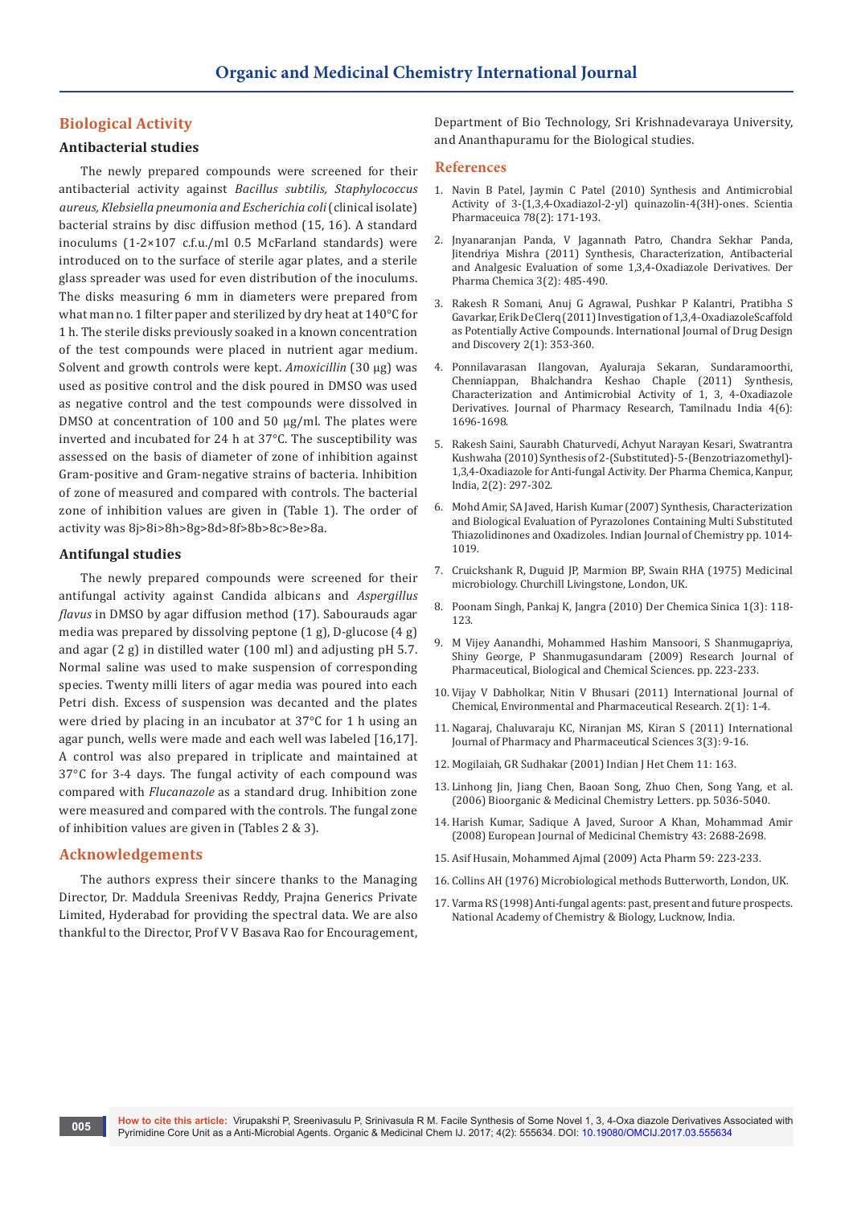## Biological Activity

### Antibacterial studies

The newly prepared compounds were screened for their antibacterial activity against *Bacillus subtilis, Staphylococcus aureus, Klebsiella pneumonia and Escherichia coli* (clinical isolate) bacterial strains by disc diffusion method (15, 16). A standard inoculums (1-2×107 c.f.u./ml 0.5 McFarland standards) were introduced on to the surface of sterile agar plates, and a sterile glass spreader was used for even distribution of the inoculums. The disks measuring 6 mm in diameters were prepared from what man no. 1 filter paper and sterilized by dry heat at 140°C for 1 h. The sterile disks previously soaked in a known concentration of the test compounds were placed in nutrient agar medium. Solvent and growth controls were kept. *Amoxicillin* (30 µg) was used as positive control and the disk poured in DMSO was used as negative control and the test compounds were dissolved in DMSO at concentration of 100 and 50 µg/ml. The plates were inverted and incubated for 24 h at 37°C. The susceptibility was assessed on the basis of diameter of zone of inhibition against Gram-positive and Gram-negative strains of bacteria. Inhibition of zone of measured and compared with controls. The bacterial zone of inhibition values are given in (Table 1). The order of activity was 8j>8i>8h>8g>8d>8f>8b>8c>8e>8a.

### Antifungal studies

The newly prepared compounds were screened for their antifungal activity against Candida albicans and *Aspergillus flavus* in DMSO by agar diffusion method (17). Sabourauds agar media was prepared by dissolving peptone (1 g), D-glucose (4 g) and agar (2 g) in distilled water (100 ml) and adjusting pH 5.7. Normal saline was used to make suspension of corresponding species. Twenty milli liters of agar media was poured into each Petri dish. Excess of suspension was decanted and the plates were dried by placing in an incubator at 37°C for 1 h using an agar punch, wells were made and each well was labeled [16,17]. A control was also prepared in triplicate and maintained at 37°C for 3-4 days. The fungal activity of each compound was compared with *Flucanazole* as a standard drug. Inhibition zone were measured and compared with the controls. The fungal zone of inhibition values are given in (Tables 2 & 3).

## Acknowledgements

The authors express their sincere thanks to the Managing Director, Dr. Maddula Sreenivas Reddy, Prajna Generics Private Limited, Hyderabad for providing the spectral data. We are also thankful to the Director, Prof V V Basava Rao for Encouragement, Department of Bio Technology, Sri Krishnadevaraya University, and Ananthapuramu for the Biological studies.

## References

1. Navin B Patel, Jaymin C Patel (2010) Synthesis and Antimicrobial Activity of 3-(1,3,4-Oxadiazol-2-yl) quinazolin-4(3H)-ones. Scientia Pharmaceuica 78(2): 171-193.
2. Jnyanaranjan Panda, V Jagannath Patro, Chandra Sekhar Panda, Jitendriya Mishra (2011) Synthesis, Characterization, Antibacterial and Analgesic Evaluation of some 1,3,4-Oxadiazole Derivatives. Der Pharma Chemica 3(2): 485-490.
3. Rakesh R Somani, Anuj G Agrawal, Pushkar P Kalantri, Pratibha S Gavarkar, Erik De Clerq (2011) Investigation of 1,3,4-Oxadiazole Scaffold as Potentially Active Compounds. International Journal of Drug Design and Discovery 2(1): 353-360.
4. Ponnilavarasan Ilangovan, Ayaluraja Sekaran, Sundaramoorthi, Chenniappan, Bhalchandra Keshao Chaple (2011) Synthesis, Characterization and Antimicrobial Activity of 1, 3, 4-Oxadiazole Derivatives. Journal of Pharmacy Research, Tamilnadu India 4(6): 1696-1698.
5. Rakesh Saini, Saurabh Chaturvedi, Achyut Narayan Kesari, Swatrantra Kushwaha (2010) Synthesis of 2-(Substituted)-5-(Benzotriazomethyl)-1,3,4-Oxadiazole for Anti-fungal Activity. Der Pharma Chemica, Kanpur, India, 2(2): 297-302.
6. Mohd Amir, SA Javed, Harish Kumar (2007) Synthesis, Characterization and Biological Evaluation of Pyrazolones Containing Multi Substituted Thiazolidinones and Oxadizoles. Indian Journal of Chemistry pp. 1014-1019.
7. Cruickshank R, Duguid JP, Marmion BP, Swain RHA (1975) Medicinal microbiology. Churchill Livingstone, London, UK.
8. Poonam Singh, Pankaj K, Jangra (2010) Der Chemica Sinica 1(3): 118-123.
9. M Vijey Aanandhi, Mohammed Hashim Mansoori, S Shanmugapriya, Shiny George, P Shanmugasundaram (2009) Research Journal of Pharmaceutical, Biological and Chemical Sciences. pp. 223-233.
10. Vijay V Dabholkar, Nitin V Bhusari (2011) International Journal of Chemical, Environmental and Pharmaceutical Research. 2(1): 1-4.
11. Nagaraj, Chaluvaraju KC, Niranjan MS, Kiran S (2011) International Journal of Pharmacy and Pharmaceutical Sciences 3(3): 9-16.
12. Mogilaiah, GR Sudhakar (2001) Indian J Het Chem 11: 163.
13. Linhong Jin, Jiang Chen, Baoan Song, Zhuo Chen, Song Yang, et al. (2006) Bioorganic & Medicinal Chemistry Letters. pp. 5036-5040.
14. Harish Kumar, Sadique A Javed, Suroor A Khan, Mohammad Amir (2008) European Journal of Medicinal Chemistry 43: 2688-2698.
15. Asif Husain, Mohammed Ajmal (2009) Acta Pharm 59: 223-233.
16. Collins AH (1976) Microbiological methods Butterworth, London, UK.
17. Varma RS (1998) Anti-fungal agents: past, present and future prospects. National Academy of Chemistry & Biology, Lucknow, India.

**How to cite this article:** Virupakshi P, Sreenivasulu P, Srinivasula R M. Facile Synthesis of Some Novel 1, 3, 4-Oxa diazole Derivatives Associated with Pyrimidine Core Unit as a Anti-Microbial Agents. Organic & Medicinal Chem IJ. 2017; 4(2): 555634. DOI: 10.19080/OMCIJ.2017.03.555634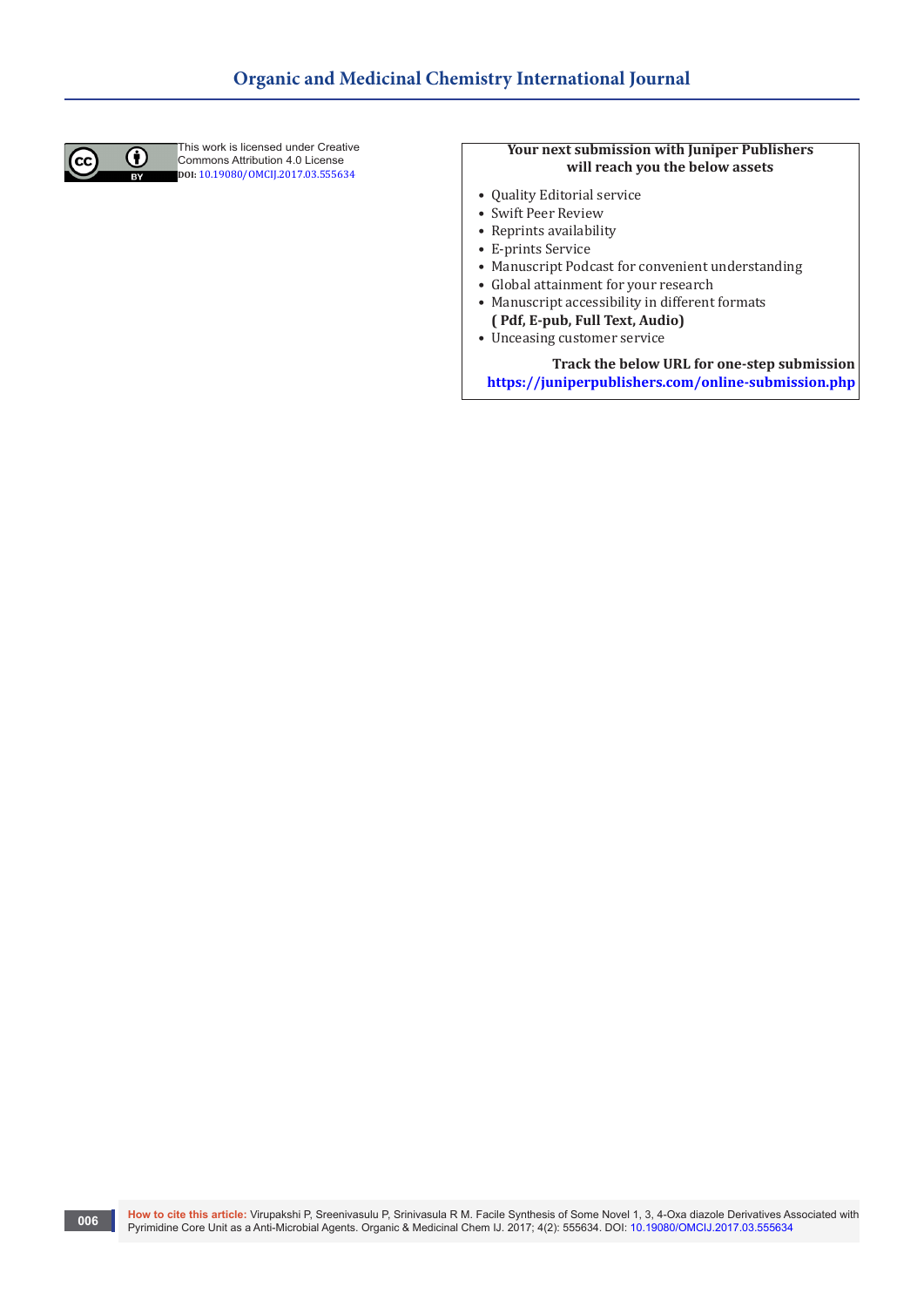This work is licensed under Creative Commons Attribution 4.0 License
**DOI:** 10.19080/OMCIJ.2017.03.555634

**Your next submission with Juniper Publishers will reach you the below assets**

- Quality Editorial service
- Swift Peer Review
- Reprints availability
- E-prints Service
- Manuscript Podcast for convenient understanding
- Global attainment for your research
- Manuscript accessibility in different formats
  **( Pdf, E-pub, Full Text, Audio)**
- Unceasing customer service

**Track the below URL for one-step submission**
**https://juniperpublishers.com/online-submission.php**